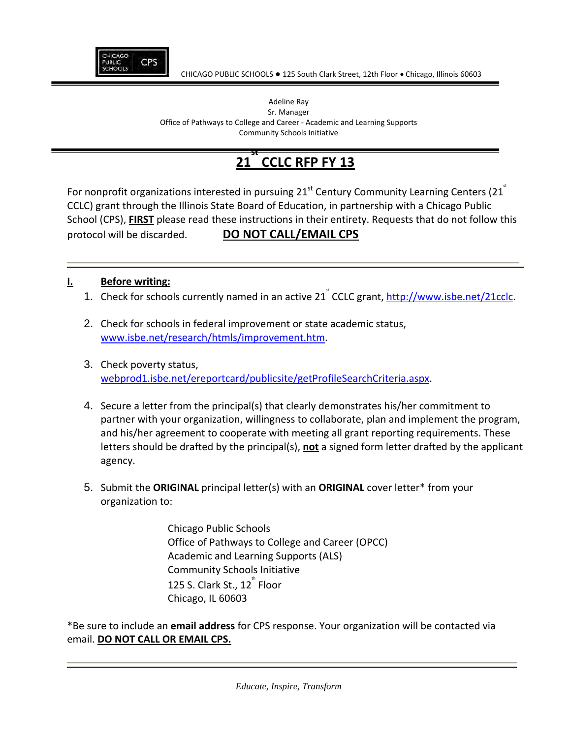CHICAGO PUBLIC SCHOOLS ● 125 South Clark Street, 12th Floor • Chicago, Illinois 60603

Adeline Ray
Sr. Manager
Office of Pathways to College and Career - Academic and Learning Supports
Community Schools Initiative

# 21st CCLC RFP FY 13

For nonprofit organizations interested in pursuing 21st Century Community Learning Centers (21st CCLC) grant through the Illinois State Board of Education, in partnership with a Chicago Public School (CPS), **FIRST** please read these instructions in their entirety. Requests that do not follow this protocol will be discarded. **DO NOT CALL/EMAIL CPS**

## I. Before writing:

1. Check for schools currently named in an active 21st CCLC grant, http://www.isbe.net/21cclc.

2. Check for schools in federal improvement or state academic status, www.isbe.net/research/htmls/improvement.htm.

3. Check poverty status, webprod1.isbe.net/ereportcard/publicsite/getProfileSearchCriteria.aspx.

4. Secure a letter from the principal(s) that clearly demonstrates his/her commitment to partner with your organization, willingness to collaborate, plan and implement the program, and his/her agreement to cooperate with meeting all grant reporting requirements. These letters should be drafted by the principal(s), **not** a signed form letter drafted by the applicant agency.

5. Submit the **ORIGINAL** principal letter(s) with an **ORIGINAL** cover letter* from your organization to:

   Chicago Public Schools
   Office of Pathways to College and Career (OPCC)
   Academic and Learning Supports (ALS)
   Community Schools Initiative
   125 S. Clark St., 12th Floor
   Chicago, IL 60603

*Be sure to include an **email address** for CPS response. Your organization will be contacted via email. **DO NOT CALL OR EMAIL CPS.**

*Educate, Inspire, Transform*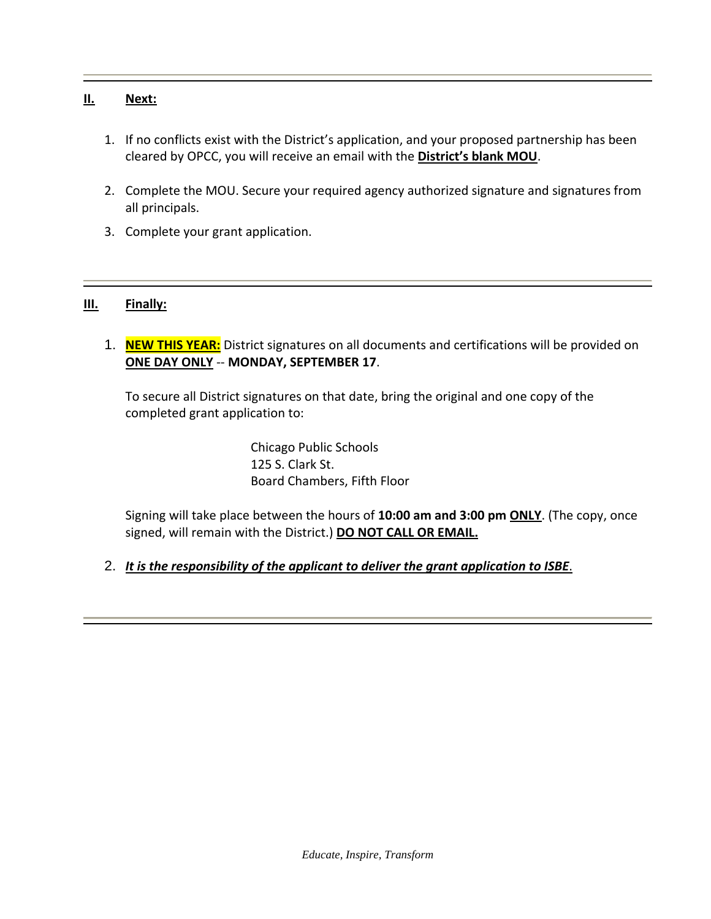## II. Next:

1. If no conflicts exist with the District's application, and your proposed partnership has been cleared by OPCC, you will receive an email with the **District's blank MOU**.

2. Complete the MOU. Secure your required agency authorized signature and signatures from all principals.

3. Complete your grant application.

## III. Finally:

1. **NEW THIS YEAR:** District signatures on all documents and certifications will be provided on **ONE DAY ONLY** -- **MONDAY, SEPTEMBER 17**.

   To secure all District signatures on that date, bring the original and one copy of the completed grant application to:

   Chicago Public Schools
   125 S. Clark St.
   Board Chambers, Fifth Floor

   Signing will take place between the hours of **10:00 am and 3:00 pm ONLY**. (The copy, once signed, will remain with the District.) **DO NOT CALL OR EMAIL.**

2. ***It is the responsibility of the applicant to deliver the grant application to ISBE***.

*Educate, Inspire, Transform*